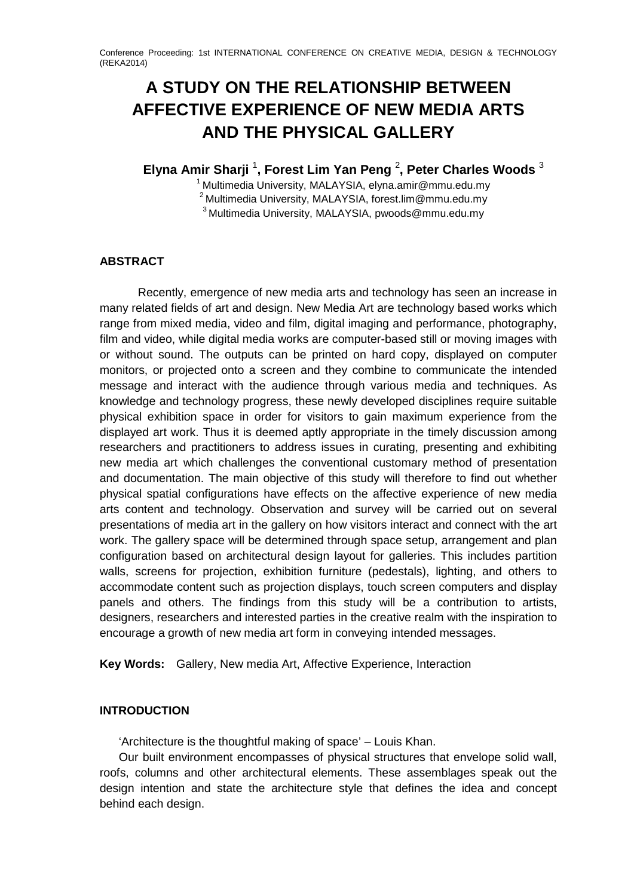Conference Proceeding: 1st INTERNATIONAL CONFERENCE ON CREATIVE MEDIA, DESIGN & TECHNOLOGY (REKA2014)

# A STUDY ON THE RELATIONSHIP BETWEEN AFFECTIVE EXPERIENCE OF NEW MEDIA ARTS AND THE PHYSICAL GALLERY

**Elyna Amir Sharji [1], Forest Lim Yan Peng [2], Peter Charles Woods [3]**

[1] Multimedia University, MALAYSIA, elyna.amir@mmu.edu.my
[2] Multimedia University, MALAYSIA, forest.lim@mmu.edu.my
[3] Multimedia University, MALAYSIA, pwoods@mmu.edu.my

## ABSTRACT

Recently, emergence of new media arts and technology has seen an increase in many related fields of art and design. New Media Art are technology based works which range from mixed media, video and film, digital imaging and performance, photography, film and video, while digital media works are computer-based still or moving images with or without sound. The outputs can be printed on hard copy, displayed on computer monitors, or projected onto a screen and they combine to communicate the intended message and interact with the audience through various media and techniques. As knowledge and technology progress, these newly developed disciplines require suitable physical exhibition space in order for visitors to gain maximum experience from the displayed art work. Thus it is deemed aptly appropriate in the timely discussion among researchers and practitioners to address issues in curating, presenting and exhibiting new media art which challenges the conventional customary method of presentation and documentation. The main objective of this study will therefore to find out whether physical spatial configurations have effects on the affective experience of new media arts content and technology. Observation and survey will be carried out on several presentations of media art in the gallery on how visitors interact and connect with the art work. The gallery space will be determined through space setup, arrangement and plan configuration based on architectural design layout for galleries. This includes partition walls, screens for projection, exhibition furniture (pedestals), lighting, and others to accommodate content such as projection displays, touch screen computers and display panels and others. The findings from this study will be a contribution to artists, designers, researchers and interested parties in the creative realm with the inspiration to encourage a growth of new media art form in conveying intended messages.

**Key Words:** Gallery, New media Art, Affective Experience, Interaction

## INTRODUCTION

'Architecture is the thoughtful making of space' – Louis Khan.

Our built environment encompasses of physical structures that envelope solid wall, roofs, columns and other architectural elements. These assemblages speak out the design intention and state the architecture style that defines the idea and concept behind each design.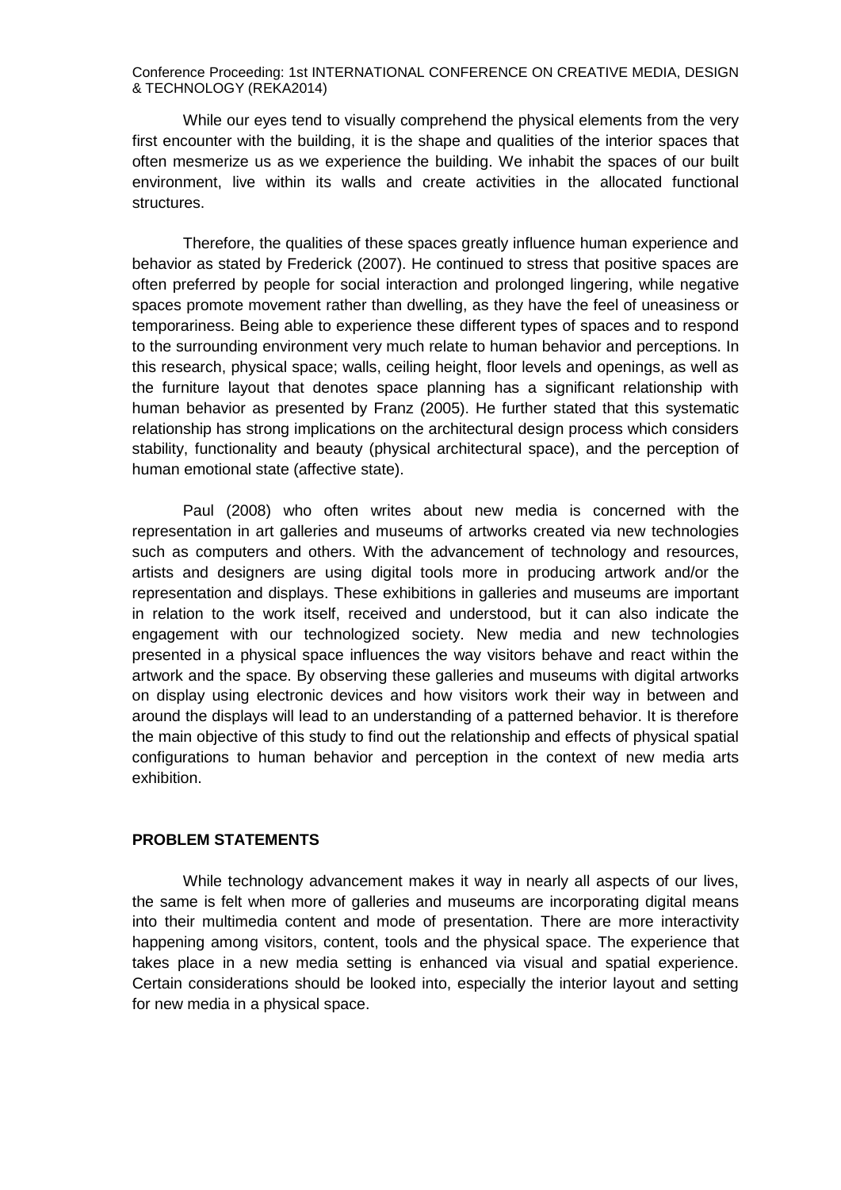While our eyes tend to visually comprehend the physical elements from the very first encounter with the building, it is the shape and qualities of the interior spaces that often mesmerize us as we experience the building. We inhabit the spaces of our built environment, live within its walls and create activities in the allocated functional structures.

Therefore, the qualities of these spaces greatly influence human experience and behavior as stated by Frederick (2007). He continued to stress that positive spaces are often preferred by people for social interaction and prolonged lingering, while negative spaces promote movement rather than dwelling, as they have the feel of uneasiness or temporariness. Being able to experience these different types of spaces and to respond to the surrounding environment very much relate to human behavior and perceptions. In this research, physical space; walls, ceiling height, floor levels and openings, as well as the furniture layout that denotes space planning has a significant relationship with human behavior as presented by Franz (2005). He further stated that this systematic relationship has strong implications on the architectural design process which considers stability, functionality and beauty (physical architectural space), and the perception of human emotional state (affective state).

Paul (2008) who often writes about new media is concerned with the representation in art galleries and museums of artworks created via new technologies such as computers and others. With the advancement of technology and resources, artists and designers are using digital tools more in producing artwork and/or the representation and displays. These exhibitions in galleries and museums are important in relation to the work itself, received and understood, but it can also indicate the engagement with our technologized society. New media and new technologies presented in a physical space influences the way visitors behave and react within the artwork and the space. By observing these galleries and museums with digital artworks on display using electronic devices and how visitors work their way in between and around the displays will lead to an understanding of a patterned behavior. It is therefore the main objective of this study to find out the relationship and effects of physical spatial configurations to human behavior and perception in the context of new media arts exhibition.

## PROBLEM STATEMENTS

While technology advancement makes it way in nearly all aspects of our lives, the same is felt when more of galleries and museums are incorporating digital means into their multimedia content and mode of presentation. There are more interactivity happening among visitors, content, tools and the physical space. The experience that takes place in a new media setting is enhanced via visual and spatial experience. Certain considerations should be looked into, especially the interior layout and setting for new media in a physical space.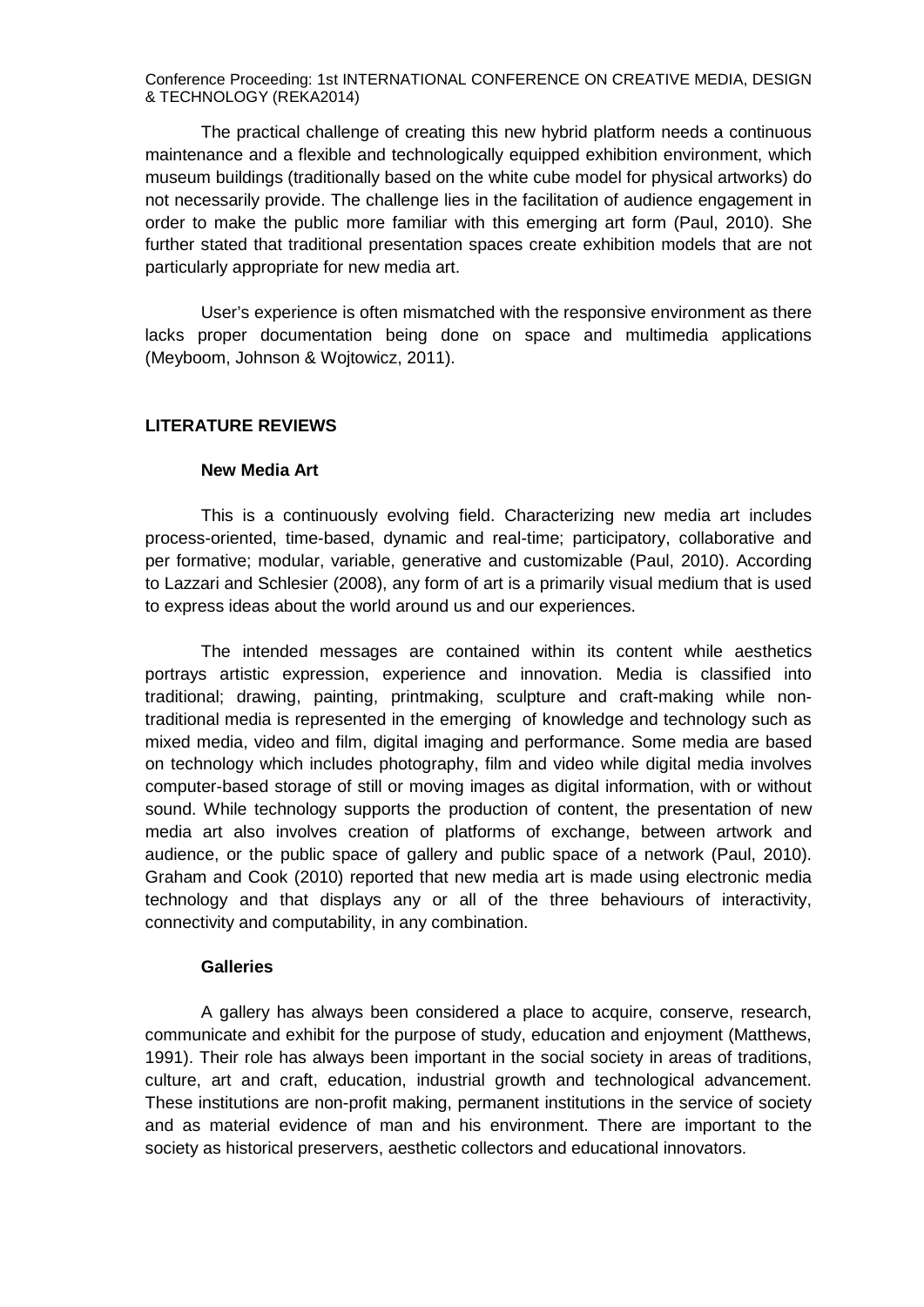The practical challenge of creating this new hybrid platform needs a continuous maintenance and a flexible and technologically equipped exhibition environment, which museum buildings (traditionally based on the white cube model for physical artworks) do not necessarily provide. The challenge lies in the facilitation of audience engagement in order to make the public more familiar with this emerging art form (Paul, 2010). She further stated that traditional presentation spaces create exhibition models that are not particularly appropriate for new media art.

User's experience is often mismatched with the responsive environment as there lacks proper documentation being done on space and multimedia applications (Meyboom, Johnson & Wojtowicz, 2011).

## LITERATURE REVIEWS

### New Media Art

This is a continuously evolving field. Characterizing new media art includes process-oriented, time-based, dynamic and real-time; participatory, collaborative and per formative; modular, variable, generative and customizable (Paul, 2010). According to Lazzari and Schlesier (2008), any form of art is a primarily visual medium that is used to express ideas about the world around us and our experiences.

The intended messages are contained within its content while aesthetics portrays artistic expression, experience and innovation. Media is classified into traditional; drawing, painting, printmaking, sculpture and craft-making while non-traditional media is represented in the emerging of knowledge and technology such as mixed media, video and film, digital imaging and performance. Some media are based on technology which includes photography, film and video while digital media involves computer-based storage of still or moving images as digital information, with or without sound. While technology supports the production of content, the presentation of new media art also involves creation of platforms of exchange, between artwork and audience, or the public space of gallery and public space of a network (Paul, 2010). Graham and Cook (2010) reported that new media art is made using electronic media technology and that displays any or all of the three behaviours of interactivity, connectivity and computability, in any combination.

### Galleries

A gallery has always been considered a place to acquire, conserve, research, communicate and exhibit for the purpose of study, education and enjoyment (Matthews, 1991). Their role has always been important in the social society in areas of traditions, culture, art and craft, education, industrial growth and technological advancement. These institutions are non-profit making, permanent institutions in the service of society and as material evidence of man and his environment. There are important to the society as historical preservers, aesthetic collectors and educational innovators.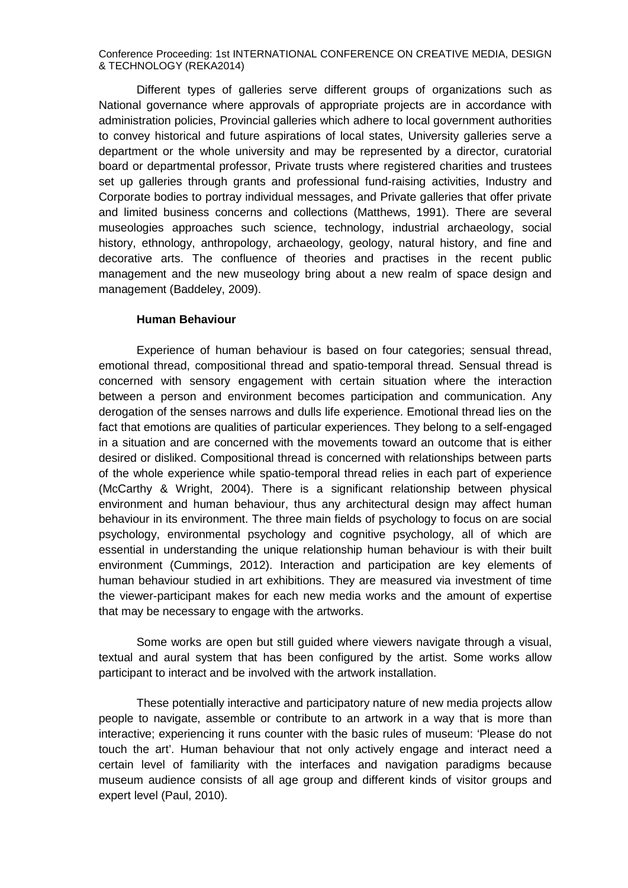Different types of galleries serve different groups of organizations such as National governance where approvals of appropriate projects are in accordance with administration policies, Provincial galleries which adhere to local government authorities to convey historical and future aspirations of local states, University galleries serve a department or the whole university and may be represented by a director, curatorial board or departmental professor, Private trusts where registered charities and trustees set up galleries through grants and professional fund-raising activities, Industry and Corporate bodies to portray individual messages, and Private galleries that offer private and limited business concerns and collections (Matthews, 1991). There are several museologies approaches such science, technology, industrial archaeology, social history, ethnology, anthropology, archaeology, geology, natural history, and fine and decorative arts. The confluence of theories and practises in the recent public management and the new museology bring about a new realm of space design and management (Baddeley, 2009).

### Human Behaviour

Experience of human behaviour is based on four categories; sensual thread, emotional thread, compositional thread and spatio-temporal thread. Sensual thread is concerned with sensory engagement with certain situation where the interaction between a person and environment becomes participation and communication. Any derogation of the senses narrows and dulls life experience. Emotional thread lies on the fact that emotions are qualities of particular experiences. They belong to a self-engaged in a situation and are concerned with the movements toward an outcome that is either desired or disliked. Compositional thread is concerned with relationships between parts of the whole experience while spatio-temporal thread relies in each part of experience (McCarthy & Wright, 2004). There is a significant relationship between physical environment and human behaviour, thus any architectural design may affect human behaviour in its environment. The three main fields of psychology to focus on are social psychology, environmental psychology and cognitive psychology, all of which are essential in understanding the unique relationship human behaviour is with their built environment (Cummings, 2012). Interaction and participation are key elements of human behaviour studied in art exhibitions. They are measured via investment of time the viewer-participant makes for each new media works and the amount of expertise that may be necessary to engage with the artworks.

Some works are open but still guided where viewers navigate through a visual, textual and aural system that has been configured by the artist. Some works allow participant to interact and be involved with the artwork installation.

These potentially interactive and participatory nature of new media projects allow people to navigate, assemble or contribute to an artwork in a way that is more than interactive; experiencing it runs counter with the basic rules of museum: 'Please do not touch the art'. Human behaviour that not only actively engage and interact need a certain level of familiarity with the interfaces and navigation paradigms because museum audience consists of all age group and different kinds of visitor groups and expert level (Paul, 2010).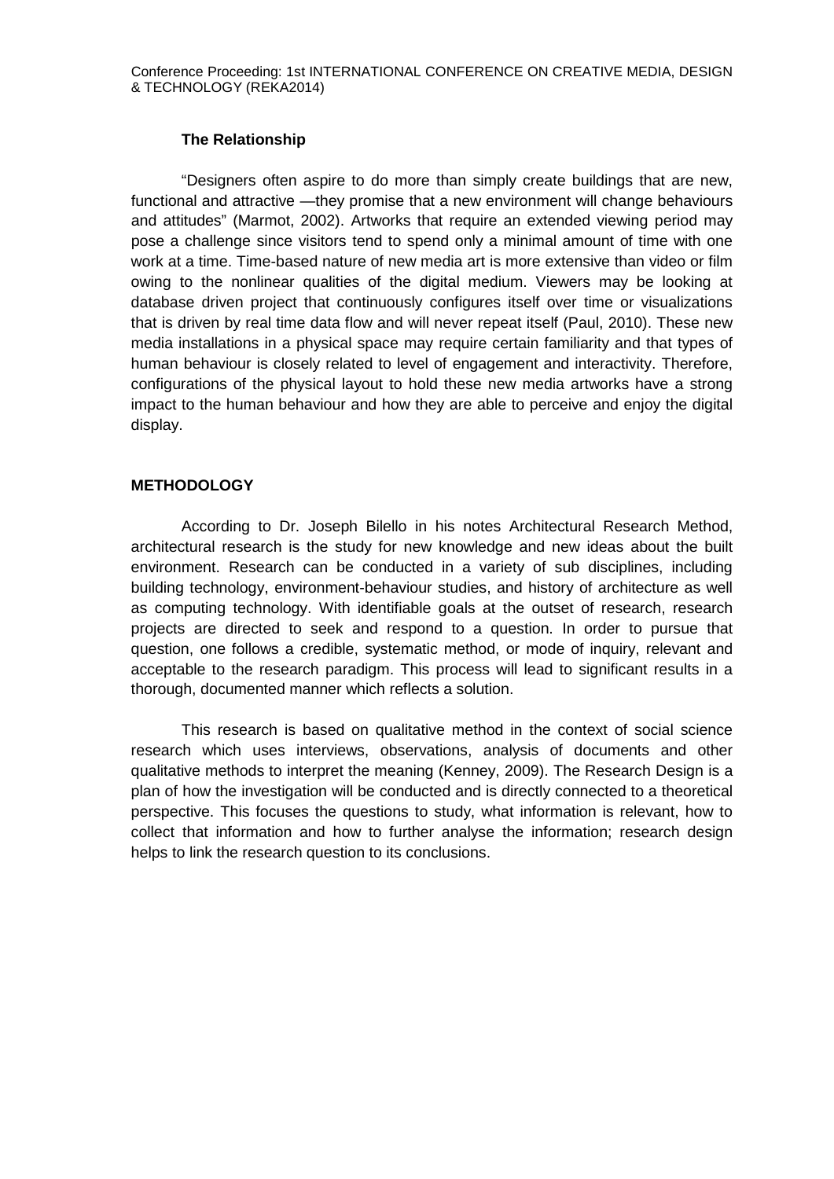### The Relationship

"Designers often aspire to do more than simply create buildings that are new, functional and attractive —they promise that a new environment will change behaviours and attitudes" (Marmot, 2002). Artworks that require an extended viewing period may pose a challenge since visitors tend to spend only a minimal amount of time with one work at a time. Time-based nature of new media art is more extensive than video or film owing to the nonlinear qualities of the digital medium. Viewers may be looking at database driven project that continuously configures itself over time or visualizations that is driven by real time data flow and will never repeat itself (Paul, 2010). These new media installations in a physical space may require certain familiarity and that types of human behaviour is closely related to level of engagement and interactivity. Therefore, configurations of the physical layout to hold these new media artworks have a strong impact to the human behaviour and how they are able to perceive and enjoy the digital display.

## METHODOLOGY

According to Dr. Joseph Bilello in his notes Architectural Research Method, architectural research is the study for new knowledge and new ideas about the built environment. Research can be conducted in a variety of sub disciplines, including building technology, environment-behaviour studies, and history of architecture as well as computing technology. With identifiable goals at the outset of research, research projects are directed to seek and respond to a question. In order to pursue that question, one follows a credible, systematic method, or mode of inquiry, relevant and acceptable to the research paradigm. This process will lead to significant results in a thorough, documented manner which reflects a solution.

This research is based on qualitative method in the context of social science research which uses interviews, observations, analysis of documents and other qualitative methods to interpret the meaning (Kenney, 2009). The Research Design is a plan of how the investigation will be conducted and is directly connected to a theoretical perspective. This focuses the questions to study, what information is relevant, how to collect that information and how to further analyse the information; research design helps to link the research question to its conclusions.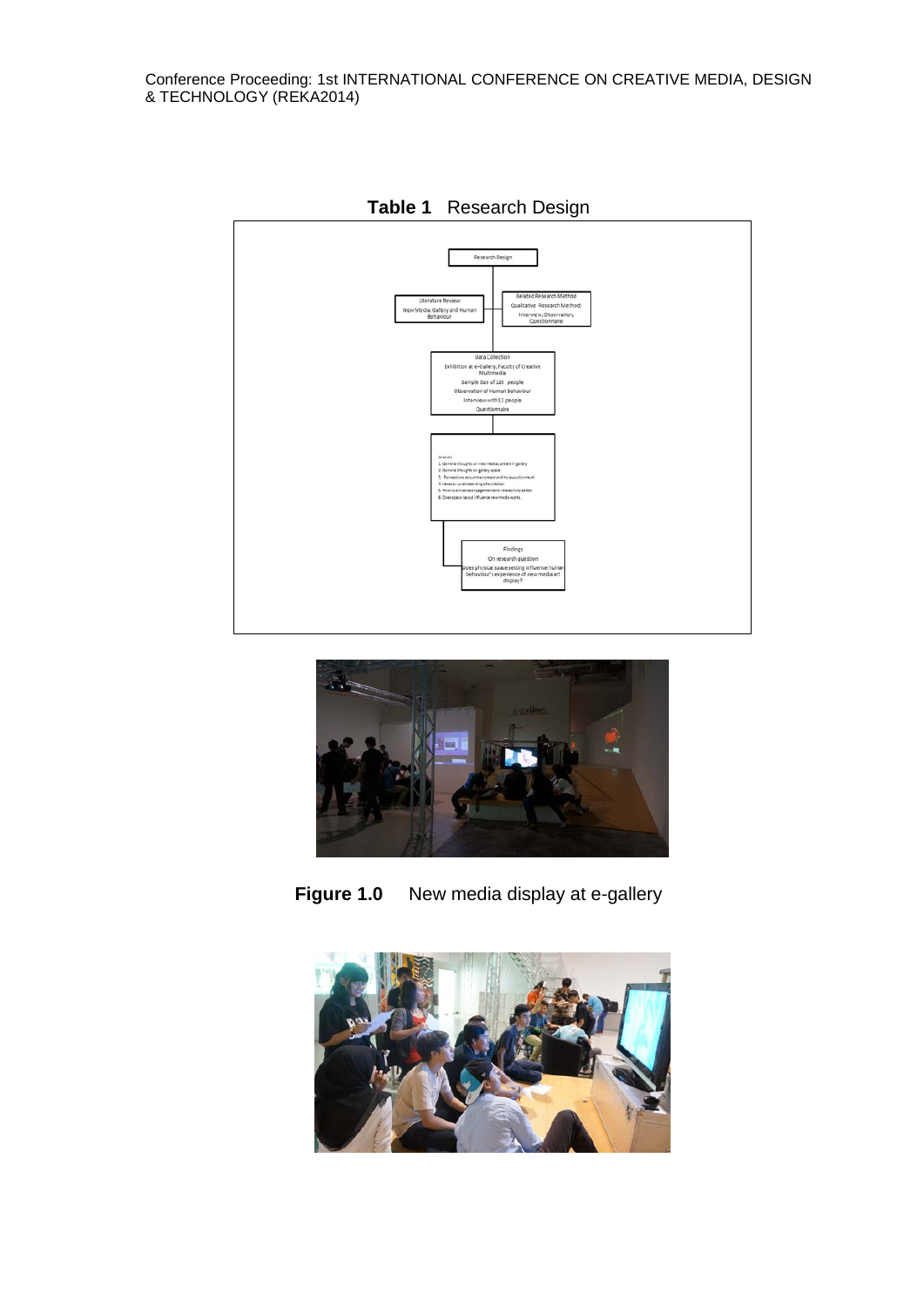**Table 1** Research Design

Research Design

Literature Review
New Media, Gallery and Human Behaviour

Related Research Method
Qualitative Research Method
Interview, Observation, Questionnaire

Data Collection
Exhibition at e-Gallery, Faculty of Creative Multimedia
Sample Size of 120 people
Observation of Human Behaviour
Interview with 12 people
Questionnaire

Analysis
1. General thoughts on new media content in gallery
2. General thoughts on gallery space
3. Perceptions about the content and its layout (context)
4. Ideas on understanding of exhibition
5. How to enhance engagement and interactivity better.
6. Does space layout influence new media works.

Findings
On research question
Does physical space setting influence human behaviour's experience of new media art display?

**Figure 1.0** New media display at e-gallery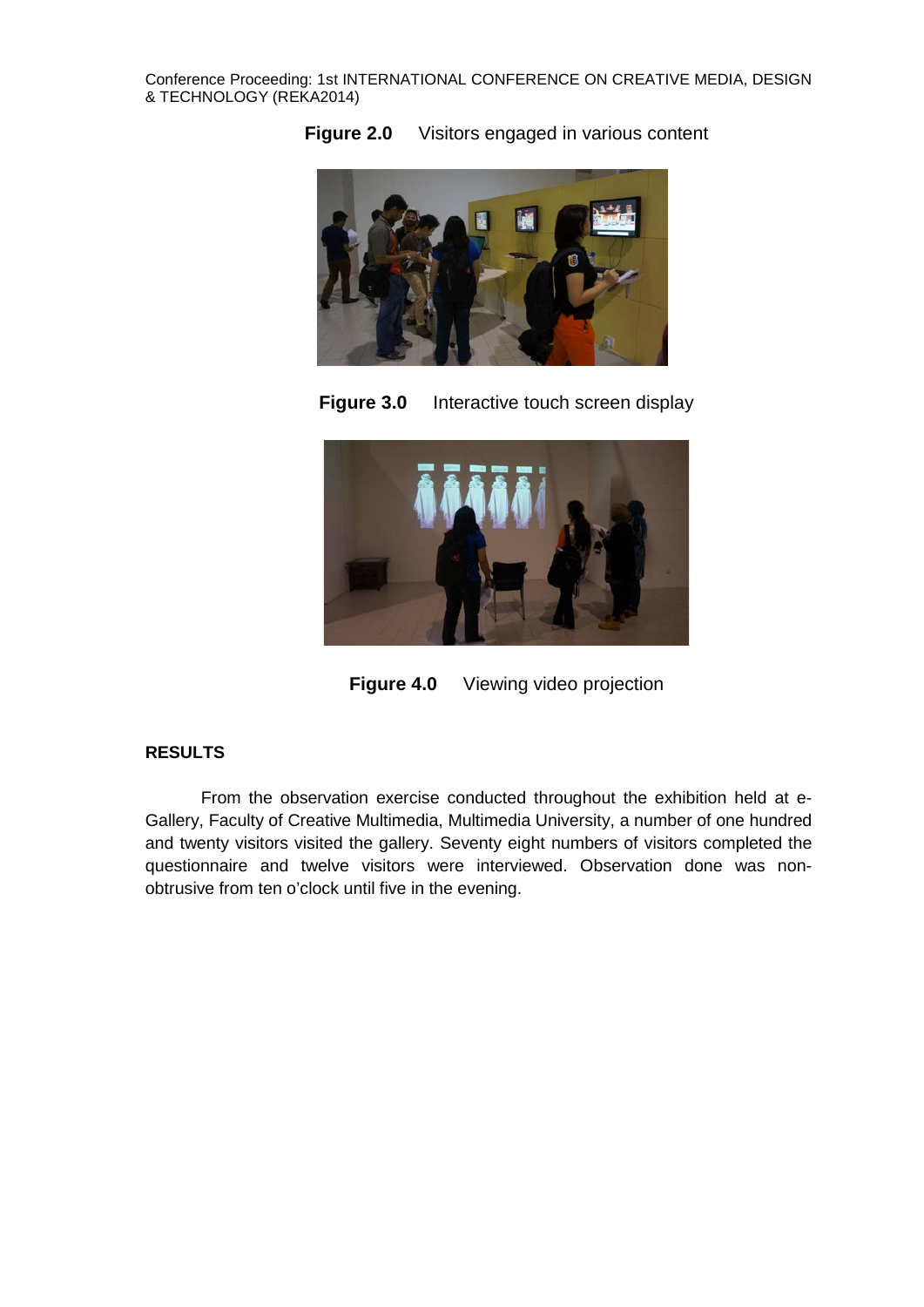**Figure 2.0** Visitors engaged in various content

**Figure 3.0** Interactive touch screen display

**Figure 4.0** Viewing video projection

## RESULTS

From the observation exercise conducted throughout the exhibition held at e-Gallery, Faculty of Creative Multimedia, Multimedia University, a number of one hundred and twenty visitors visited the gallery. Seventy eight numbers of visitors completed the questionnaire and twelve visitors were interviewed. Observation done was non-obtrusive from ten o'clock until five in the evening.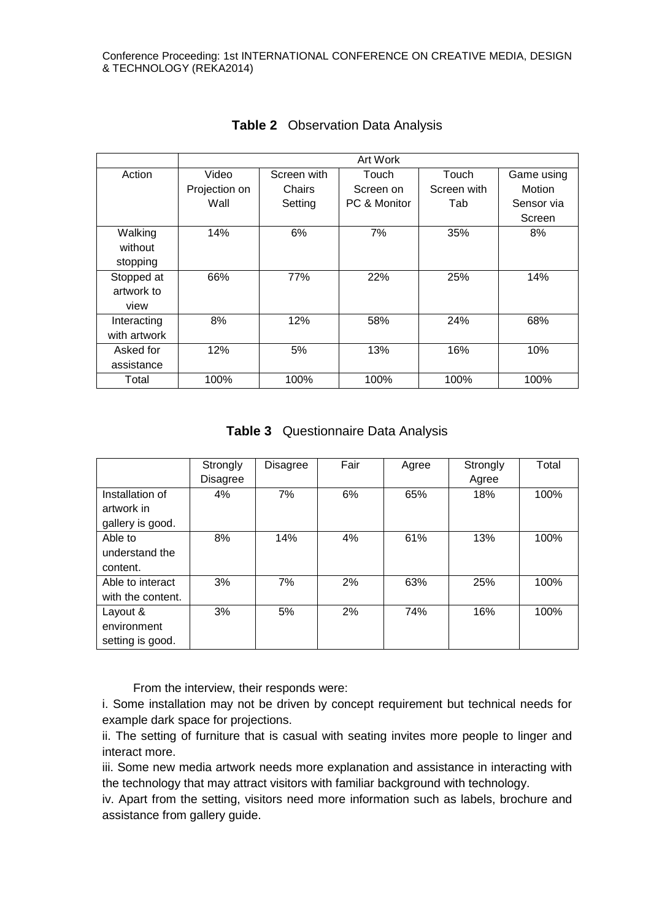**Table 2** Observation Data Analysis

| | Art Work | | | | |
|---|---|---|---|---|---|
| Action | Video Projection on Wall | Screen with Chairs Setting | Touch Screen on PC & Monitor | Touch Screen with Tab | Game using Motion Sensor via Screen |
| Walking without stopping | 14% | 6% | 7% | 35% | 8% |
| Stopped at artwork to view | 66% | 77% | 22% | 25% | 14% |
| Interacting with artwork | 8% | 12% | 58% | 24% | 68% |
| Asked for assistance | 12% | 5% | 13% | 16% | 10% |
| Total | 100% | 100% | 100% | 100% | 100% |

**Table 3** Questionnaire Data Analysis

| | Strongly Disagree | Disagree | Fair | Agree | Strongly Agree | Total |
|---|---|---|---|---|---|---|
| Installation of artwork in gallery is good. | 4% | 7% | 6% | 65% | 18% | 100% |
| Able to understand the content. | 8% | 14% | 4% | 61% | 13% | 100% |
| Able to interact with the content. | 3% | 7% | 2% | 63% | 25% | 100% |
| Layout & environment setting is good. | 3% | 5% | 2% | 74% | 16% | 100% |

From the interview, their responds were:

i. Some installation may not be driven by concept requirement but technical needs for example dark space for projections.

ii. The setting of furniture that is casual with seating invites more people to linger and interact more.

iii. Some new media artwork needs more explanation and assistance in interacting with the technology that may attract visitors with familiar background with technology.

iv. Apart from the setting, visitors need more information such as labels, brochure and assistance from gallery guide.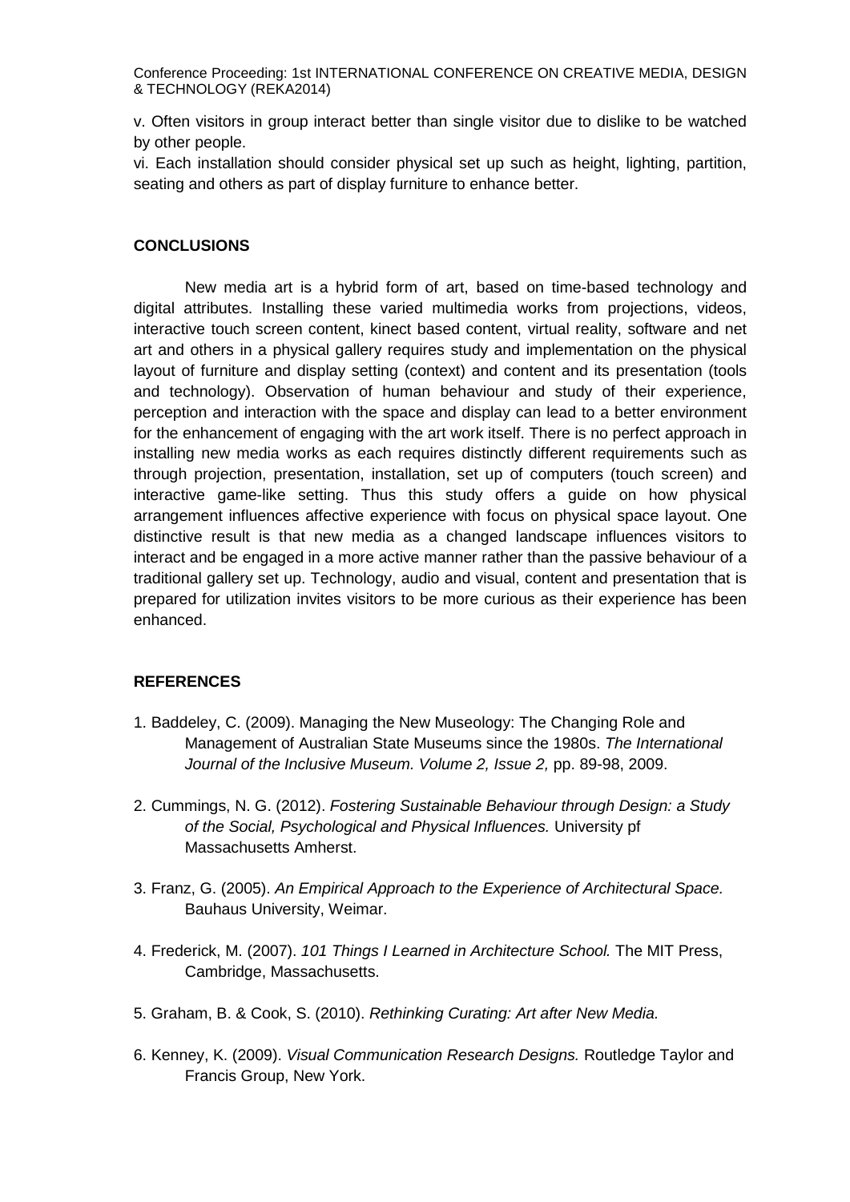v. Often visitors in group interact better than single visitor due to dislike to be watched by other people.

vi. Each installation should consider physical set up such as height, lighting, partition, seating and others as part of display furniture to enhance better.

## CONCLUSIONS

New media art is a hybrid form of art, based on time-based technology and digital attributes. Installing these varied multimedia works from projections, videos, interactive touch screen content, kinect based content, virtual reality, software and net art and others in a physical gallery requires study and implementation on the physical layout of furniture and display setting (context) and content and its presentation (tools and technology). Observation of human behaviour and study of their experience, perception and interaction with the space and display can lead to a better environment for the enhancement of engaging with the art work itself. There is no perfect approach in installing new media works as each requires distinctly different requirements such as through projection, presentation, installation, set up of computers (touch screen) and interactive game-like setting. Thus this study offers a guide on how physical arrangement influences affective experience with focus on physical space layout. One distinctive result is that new media as a changed landscape influences visitors to interact and be engaged in a more active manner rather than the passive behaviour of a traditional gallery set up. Technology, audio and visual, content and presentation that is prepared for utilization invites visitors to be more curious as their experience has been enhanced.

## REFERENCES

1. Baddeley, C. (2009). Managing the New Museology: The Changing Role and Management of Australian State Museums since the 1980s. *The International Journal of the Inclusive Museum. Volume 2, Issue 2,* pp. 89-98, 2009.

2. Cummings, N. G. (2012). *Fostering Sustainable Behaviour through Design: a Study of the Social, Psychological and Physical Influences.* University pf Massachusetts Amherst.

3. Franz, G. (2005). *An Empirical Approach to the Experience of Architectural Space.* Bauhaus University, Weimar.

4. Frederick, M. (2007). *101 Things I Learned in Architecture School.* The MIT Press, Cambridge, Massachusetts.

5. Graham, B. & Cook, S. (2010). *Rethinking Curating: Art after New Media.*

6. Kenney, K. (2009). *Visual Communication Research Designs.* Routledge Taylor and Francis Group, New York.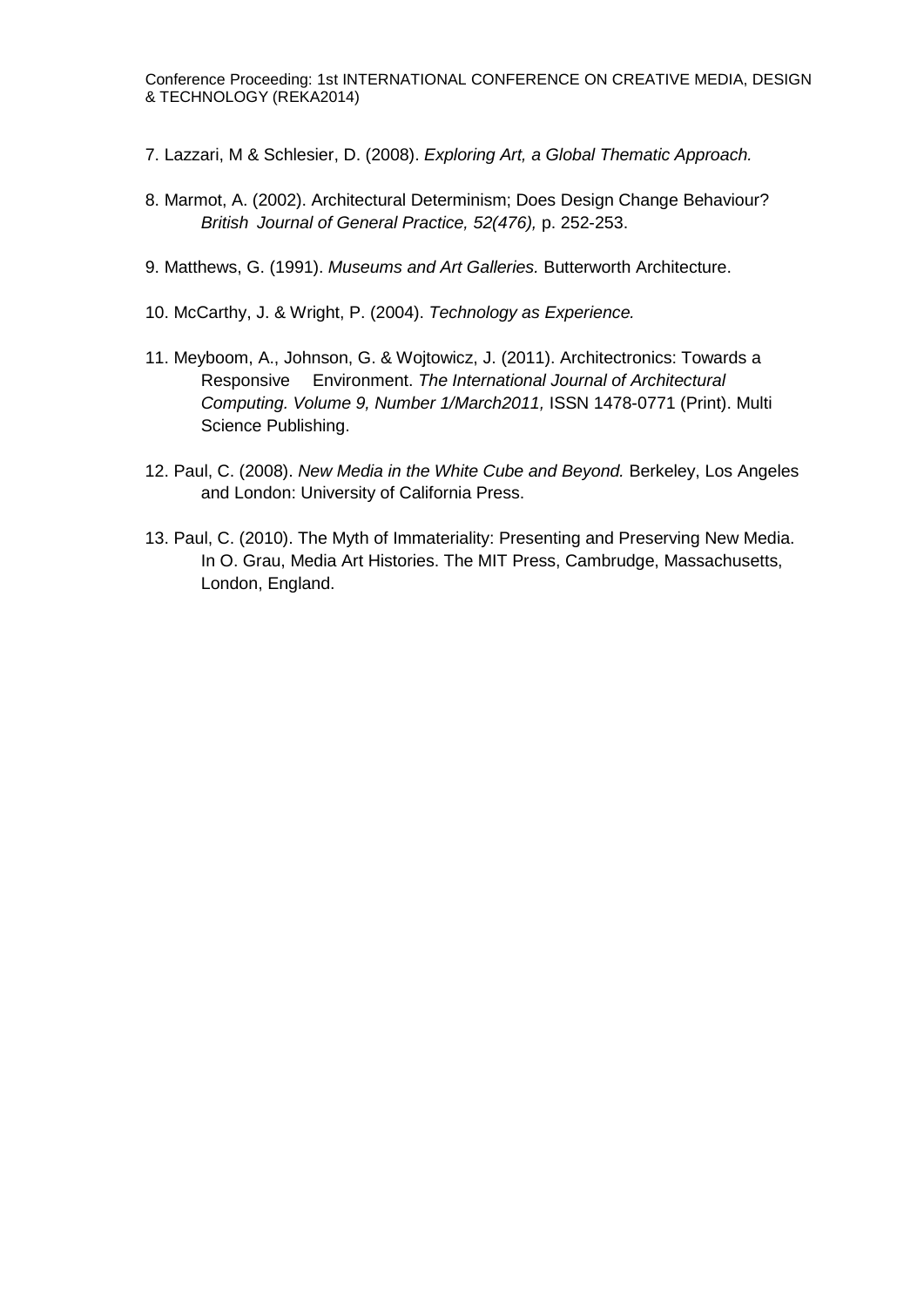7. Lazzari, M & Schlesier, D. (2008). *Exploring Art, a Global Thematic Approach.*

8. Marmot, A. (2002). Architectural Determinism; Does Design Change Behaviour? *British Journal of General Practice, 52(476),* p. 252-253.

9. Matthews, G. (1991). *Museums and Art Galleries.* Butterworth Architecture.

10. McCarthy, J. & Wright, P. (2004). *Technology as Experience.*

11. Meyboom, A., Johnson, G. & Wojtowicz, J. (2011). Architectronics: Towards a Responsive Environment. *The International Journal of Architectural Computing. Volume 9, Number 1/March2011,* ISSN 1478-0771 (Print). Multi Science Publishing.

12. Paul, C. (2008). *New Media in the White Cube and Beyond.* Berkeley, Los Angeles and London: University of California Press.

13. Paul, C. (2010). The Myth of Immateriality: Presenting and Preserving New Media. In O. Grau, Media Art Histories. The MIT Press, Cambrudge, Massachusetts, London, England.